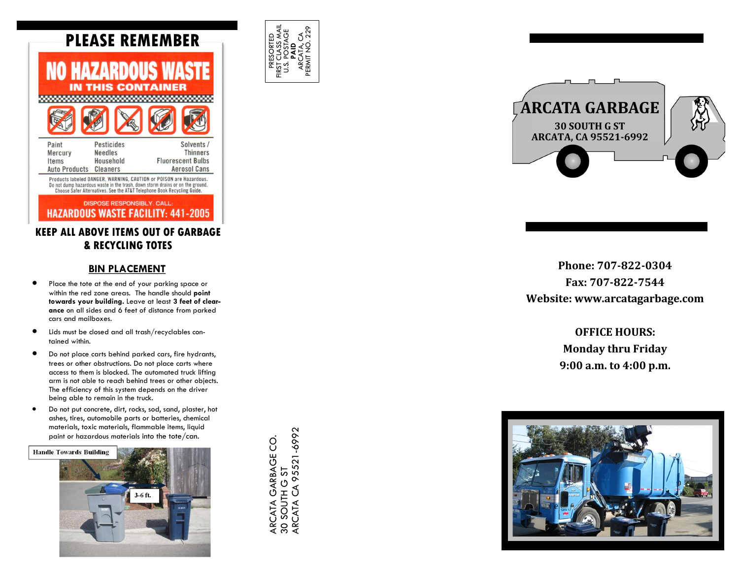# PLEASE REMEMBER

**NO HAZARDOUS WASTE**
**IN THIS CONTAINER**

Paint
Mercury
Items
Auto Products

Pesticides
Needles
Household
Cleaners

Solvents / Thinners
Fluorescent Bulbs
Aerosol Cans

Products labeled DANGER, WARNING, CAUTION or POISON are Hazardous.
Do not dump hazardous waste in the trash, down storm drains or on the ground.
Choose Safer Alternatives. See the AT&T Telephone Book Recycling Guide.

DISPOSE RESPONSIBLY. CALL:
**HAZARDOUS WASTE FACILITY: 441-2005**

**KEEP ALL ABOVE ITEMS OUT OF GARBAGE & RECYCLING TOTES**

## BIN PLACEMENT

- Place the tote at the end of your parking space or within the red zone areas. The handle should **point towards your building.** Leave at least **3 feet of clearance** on all sides and 6 feet of distance from parked cars and mailboxes.
- Lids must be closed and all trash/recyclables contained within.
- Do not place carts behind parked cars, fire hydrants, trees or other obstructions. Do not place carts where access to them is blocked. The automated truck lifting arm is not able to reach behind trees or other objects. The efficiency of this system depends on the driver being able to remain in the truck.
- Do not put concrete, dirt, rocks, sod, sand, plaster, hot ashes, tires, automobile parts or batteries, chemical materials, toxic materials, flammable items, liquid paint or hazardous materials into the tote/can.

Handle Towards Building

3-6 ft.

PRESORTED
FIRST CLASS MAIL
U.S. POSTAGE
**PAID**
ARCATA, CA
PERMIT NO. 229

ARCATA GARBAGE CO.
30 SOUTH G ST
ARCATA CA 95521-6992

# ARCATA GARBAGE

**30 SOUTH G ST**
**ARCATA, CA 95521-6992**

**Phone: 707-822-0304**
**Fax: 707-822-7544**
**Website: www.arcatagarbage.com**

**OFFICE HOURS:**
**Monday thru Friday**
**9:00 a.m. to 4:00 p.m.**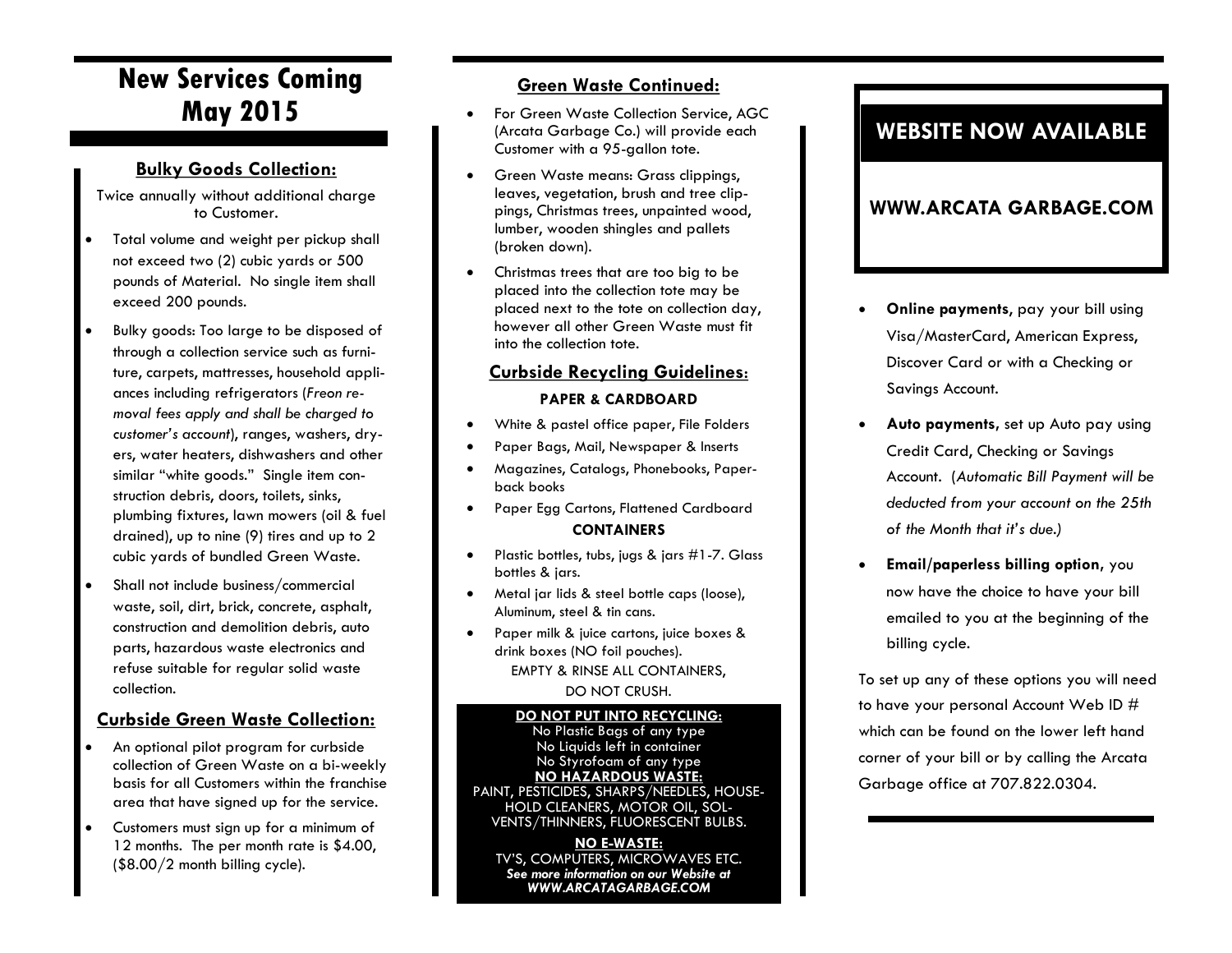# New Services Coming May 2015

## Bulky Goods Collection:

Twice annually without additional charge to Customer.

- Total volume and weight per pickup shall not exceed two (2) cubic yards or 500 pounds of Material. No single item shall exceed 200 pounds.
- Bulky goods: Too large to be disposed of through a collection service such as furniture, carpets, mattresses, household appliances including refrigerators (*Freon removal fees apply and shall be charged to customer's account*), ranges, washers, dryers, water heaters, dishwashers and other similar "white goods." Single item construction debris, doors, toilets, sinks, plumbing fixtures, lawn mowers (oil & fuel drained), up to nine (9) tires and up to 2 cubic yards of bundled Green Waste.
- Shall not include business/commercial waste, soil, dirt, brick, concrete, asphalt, construction and demolition debris, auto parts, hazardous waste electronics and refuse suitable for regular solid waste collection.

## Curbside Green Waste Collection:

- An optional pilot program for curbside collection of Green Waste on a bi-weekly basis for all Customers within the franchise area that have signed up for the service.
- Customers must sign up for a minimum of 12 months. The per month rate is $4.00, ($8.00/2 month billing cycle).

## Green Waste Continued:

- For Green Waste Collection Service, AGC (Arcata Garbage Co.) will provide each Customer with a 95-gallon tote.
- Green Waste means: Grass clippings, leaves, vegetation, brush and tree clippings, Christmas trees, unpainted wood, lumber, wooden shingles and pallets (broken down).
- Christmas trees that are too big to be placed into the collection tote may be placed next to the tote on collection day, however all other Green Waste must fit into the collection tote.

## Curbside Recycling Guidelines:

### PAPER & CARDBOARD

- White & pastel office paper, File Folders
- Paper Bags, Mail, Newspaper & Inserts
- Magazines, Catalogs, Phonebooks, Paperback books
- Paper Egg Cartons, Flattened Cardboard

### CONTAINERS

- Plastic bottles, tubs, jugs & jars #1-7. Glass bottles & jars.
- Metal jar lids & steel bottle caps (loose), Aluminum, steel & tin cans.
- Paper milk & juice cartons, juice boxes & drink boxes (NO foil pouches).

EMPTY & RINSE ALL CONTAINERS, DO NOT CRUSH.

**DO NOT PUT INTO RECYCLING:**
No Plastic Bags of any type
No Liquids left in container
No Styrofoam of any type

**NO HAZARDOUS WASTE:**
PAINT, PESTICIDES, SHARPS/NEEDLES, HOUSEHOLD CLEANERS, MOTOR OIL, SOLVENTS/THINNERS, FLUORESCENT BULBS.

**NO E-WASTE:**
TV'S, COMPUTERS, MICROWAVES ETC.
***See more information on our Website at WWW.ARCATAGARBAGE.COM***

## WEBSITE NOW AVAILABLE

**WWW.ARCATA GARBAGE.COM**

- **Online payments**, pay your bill using Visa/MasterCard, American Express, Discover Card or with a Checking or Savings Account.
- **Auto payments**, set up Auto pay using Credit Card, Checking or Savings Account. (*Automatic Bill Payment will be deducted from your account on the 25th of the Month that it's due.)*
- **Email/paperless billing option**, you now have the choice to have your bill emailed to you at the beginning of the billing cycle.

To set up any of these options you will need to have your personal Account Web ID # which can be found on the lower left hand corner of your bill or by calling the Arcata Garbage office at 707.822.0304.